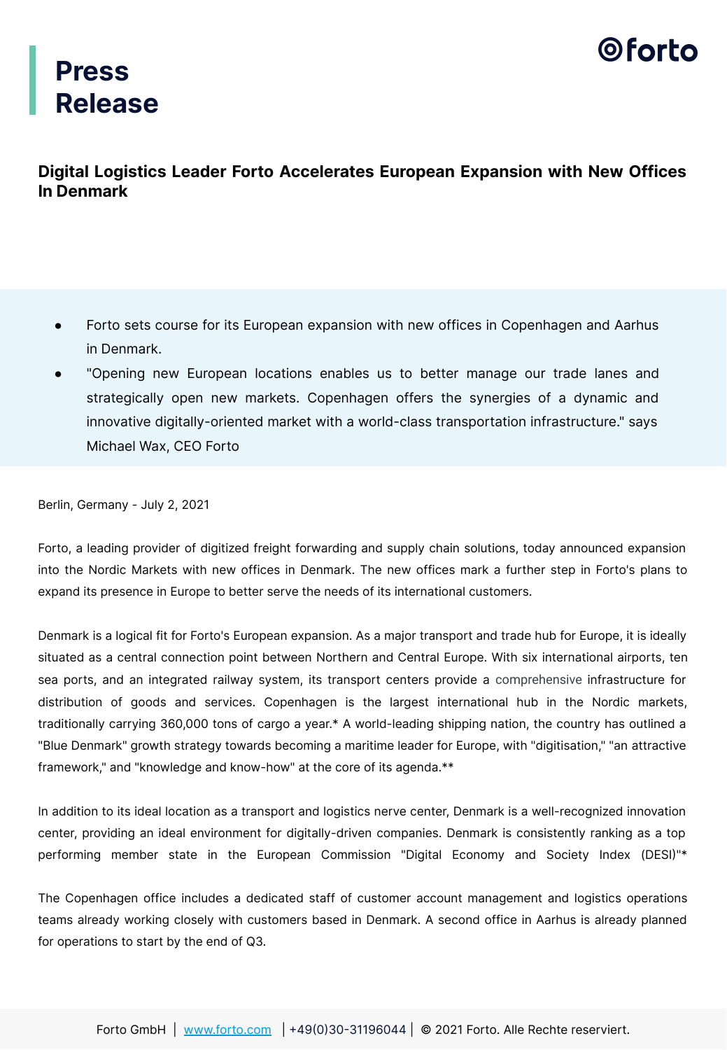# Press Release

## Digital Logistics Leader Forto Accelerates European Expansion with New Offices In Denmark

- Forto sets course for its European expansion with new offices in Copenhagen and Aarhus in Denmark.
- "Opening new European locations enables us to better manage our trade lanes and strategically open new markets. Copenhagen offers the synergies of a dynamic and innovative digitally-oriented market with a world-class transportation infrastructure." says Michael Wax, CEO Forto

Berlin, Germany - July 2, 2021

Forto, a leading provider of digitized freight forwarding and supply chain solutions, today announced expansion into the Nordic Markets with new offices in Denmark. The new offices mark a further step in Forto's plans to expand its presence in Europe to better serve the needs of its international customers.

Denmark is a logical fit for Forto's European expansion. As a major transport and trade hub for Europe, it is ideally situated as a central connection point between Northern and Central Europe. With six international airports, ten sea ports, and an integrated railway system, its transport centers provide a comprehensive infrastructure for distribution of goods and services. Copenhagen is the largest international hub in the Nordic markets, traditionally carrying 360,000 tons of cargo a year.* A world-leading shipping nation, the country has outlined a "Blue Denmark" growth strategy towards becoming a maritime leader for Europe, with "digitisation," "an attractive framework," and "knowledge and know-how" at the core of its agenda.**

In addition to its ideal location as a transport and logistics nerve center, Denmark is a well-recognized innovation center, providing an ideal environment for digitally-driven companies. Denmark is consistently ranking as a top performing member state in the European Commission "Digital Economy and Society Index (DESI)"*

The Copenhagen office includes a dedicated staff of customer account management and logistics operations teams already working closely with customers based in Denmark. A second office in Aarhus is already planned for operations to start by the end of Q3.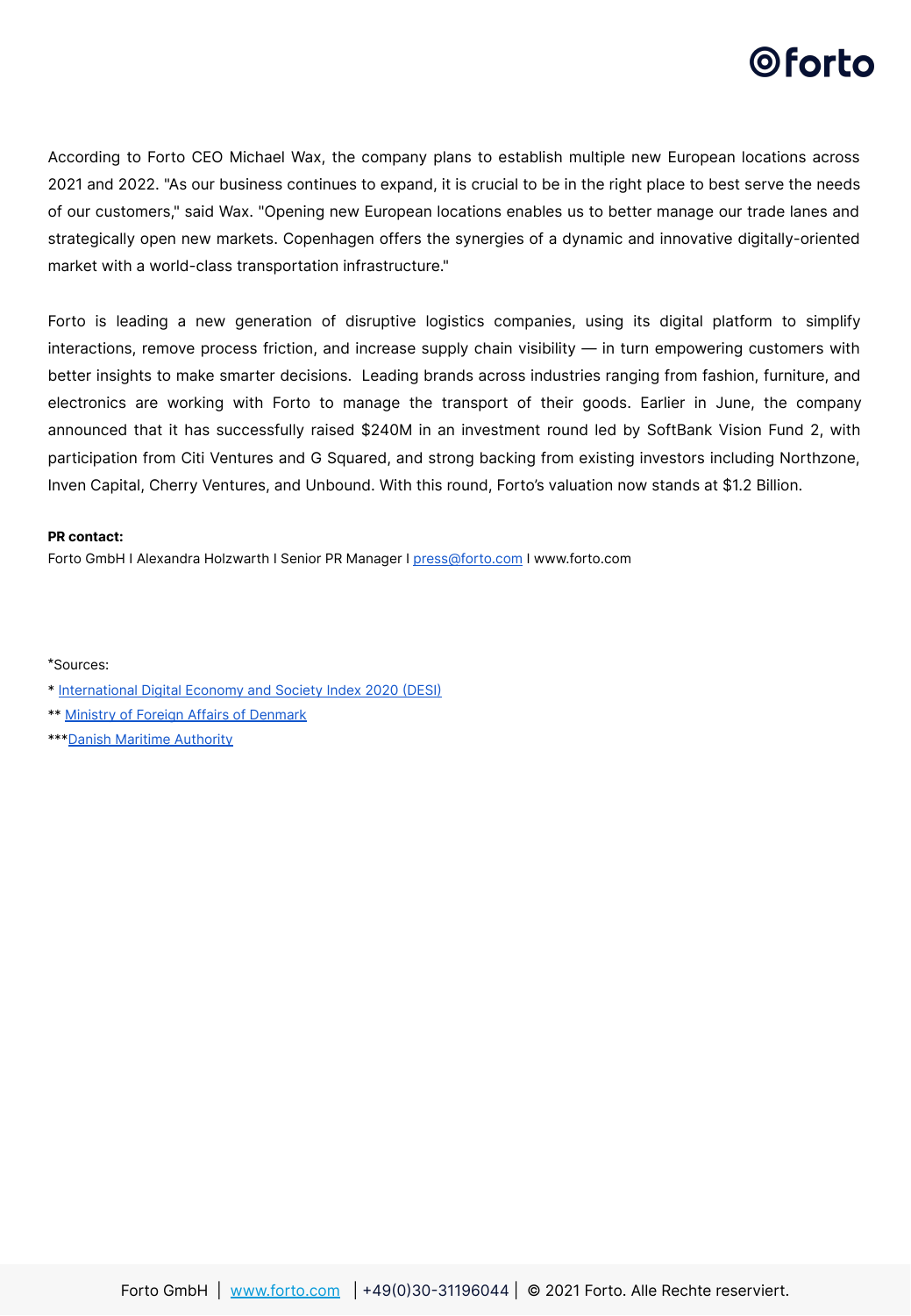According to Forto CEO Michael Wax, the company plans to establish multiple new European locations across 2021 and 2022. "As our business continues to expand, it is crucial to be in the right place to best serve the needs of our customers," said Wax. "Opening new European locations enables us to better manage our trade lanes and strategically open new markets. Copenhagen offers the synergies of a dynamic and innovative digitally-oriented market with a world-class transportation infrastructure."

Forto is leading a new generation of disruptive logistics companies, using its digital platform to simplify interactions, remove process friction, and increase supply chain visibility — in turn empowering customers with better insights to make smarter decisions. Leading brands across industries ranging from fashion, furniture, and electronics are working with Forto to manage the transport of their goods. Earlier in June, the company announced that it has successfully raised $240M in an investment round led by SoftBank Vision Fund 2, with participation from Citi Ventures and G Squared, and strong backing from existing investors including Northzone, Inven Capital, Cherry Ventures, and Unbound. With this round, Forto's valuation now stands at $1.2 Billion.

**PR contact:**
Forto GmbH I Alexandra Holzwarth I Senior PR Manager I press@forto.com I www.forto.com

*Sources:

* International Digital Economy and Society Index 2020 (DESI)

** Ministry of Foreign Affairs of Denmark

***Danish Maritime Authority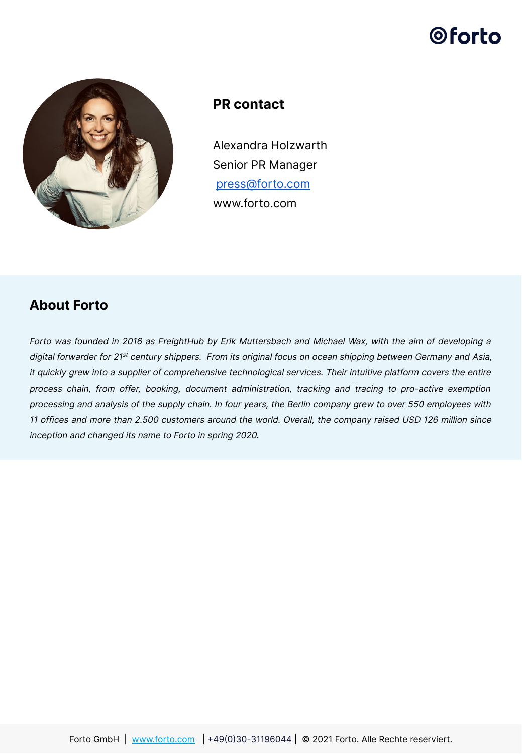## PR contact

Alexandra Holzwarth
Senior PR Manager
press@forto.com
www.forto.com

## About Forto

*Forto was founded in 2016 as FreightHub by Erik Muttersbach and Michael Wax, with the aim of developing a digital forwarder for 21st century shippers. From its original focus on ocean shipping between Germany and Asia, it quickly grew into a supplier of comprehensive technological services. Their intuitive platform covers the entire process chain, from offer, booking, document administration, tracking and tracing to pro-active exemption processing and analysis of the supply chain. In four years, the Berlin company grew to over 550 employees with 11 offices and more than 2.500 customers around the world. Overall, the company raised USD 126 million since inception and changed its name to Forto in spring 2020.*

Forto GmbH | www.forto.com | +49(0)30-31196044 | © 2021 Forto. Alle Rechte reserviert.